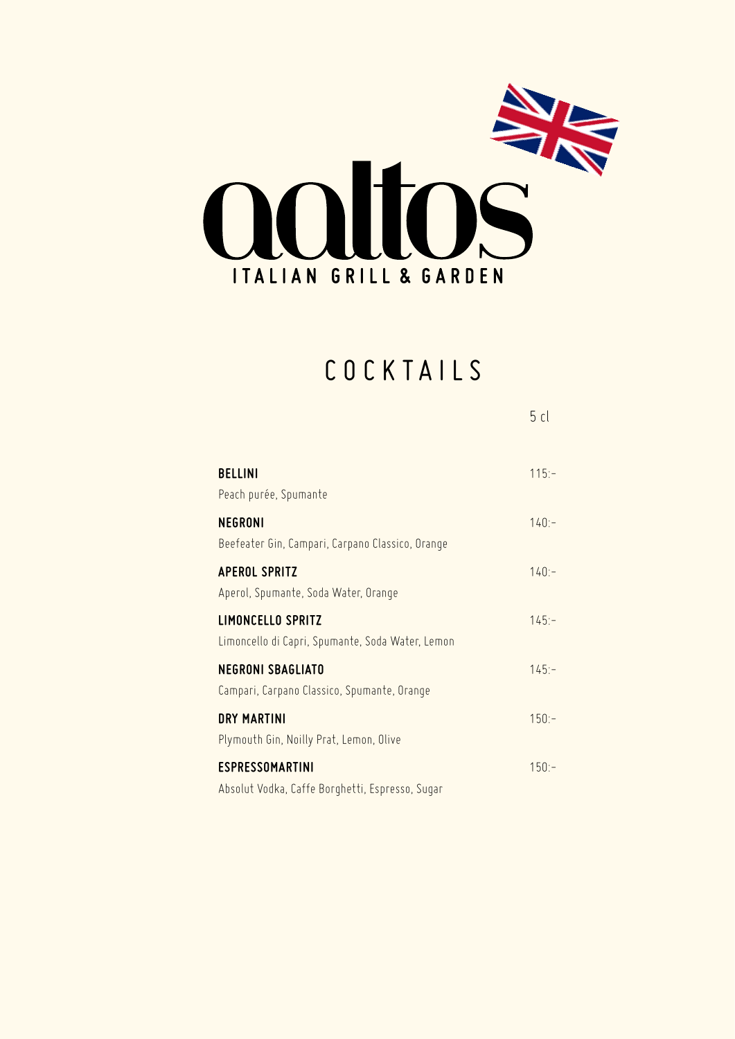# aaltos

ITALIAN GRILL & GARDEN

## COCKTAILS

| | 5 cl |
|---|---|
| **BELLINI**<br>Peach purée, Spumante | 115:- |
| **NEGRONI**<br>Beefeater Gin, Campari, Carpano Classico, Orange | 140:- |
| **APEROL SPRITZ**<br>Aperol, Spumante, Soda Water, Orange | 140:- |
| **LIMONCELLO SPRITZ**<br>Limoncello di Capri, Spumante, Soda Water, Lemon | 145:- |
| **NEGRONI SBAGLIATO**<br>Campari, Carpano Classico, Spumante, Orange | 145:- |
| **DRY MARTINI**<br>Plymouth Gin, Noilly Prat, Lemon, Olive | 150:- |
| **ESPRESSOMARTINI**<br>Absolut Vodka, Caffe Borghetti, Espresso, Sugar | 150:- |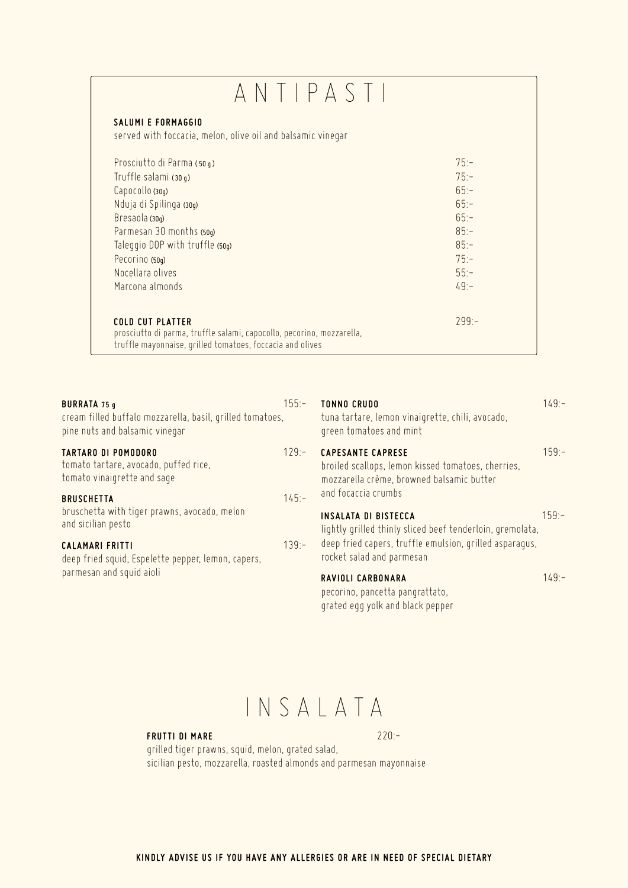# ANTIPASTI

### SALUMI E FORMAGGIO

served with foccacia, melon, olive oil and balsamic vinegar

| | |
|---|---|
| Prosciutto di Parma (50 g) | 75:- |
| Truffle salami (30 g) | 75:- |
| Capocollo (30g) | 65:- |
| Nduja di Spilinga (30g) | 65:- |
| Bresaola (30g) | 65:- |
| Parmesan 30 months (50g) | 85:- |
| Taleggio DOP with truffle (50g) | 85:- |
| Pecorino (50g) | 75:- |
| Nocellara olives | 55:- |
| Marcona almonds | 49:- |

### COLD CUT PLATTER — 299:-

prosciutto di parma, truffle salami, capocollo, pecorino, mozzarella, truffle mayonnaise, grilled tomatoes, foccacia and olives

**BURRATA 75 g** — 155:-
cream filled buffalo mozzarella, basil, grilled tomatoes, pine nuts and balsamic vinegar

**TARTARO DI POMODORO** — 129:-
tomato tartare, avocado, puffed rice, tomato vinaigrette and sage

**BRUSCHETTA** — 145:-
bruschetta with tiger prawns, avocado, melon and sicilian pesto

**CALAMARI FRITTI** — 139:-
deep fried squid, Espelette pepper, lemon, capers, parmesan and squid aioli

**TONNO CRUDO** — 149:-
tuna tartare, lemon vinaigrette, chili, avocado, green tomatoes and mint

**CAPESANTE CAPRESE** — 159:-
broiled scallops, lemon kissed tomatoes, cherries, mozzarella crème, browned balsamic butter and focaccia crumbs

**INSALATA DI BISTECCA** — 159:-
lightly grilled thinly sliced beef tenderloin, gremolata, deep fried capers, truffle emulsion, grilled asparagus, rocket salad and parmesan

**RAVIOLI CARBONARA** — 149:-
pecorino, pancetta pangrattato, grated egg yolk and black pepper

# INSALATA

**FRUTTI DI MARE** — 220:-
grilled tiger prawns, squid, melon, grated salad, sicilian pesto, mozzarella, roasted almonds and parmesan mayonnaise

**KINDLY ADVISE US IF YOU HAVE ANY ALLERGIES OR ARE IN NEED OF SPECIAL DIETARY**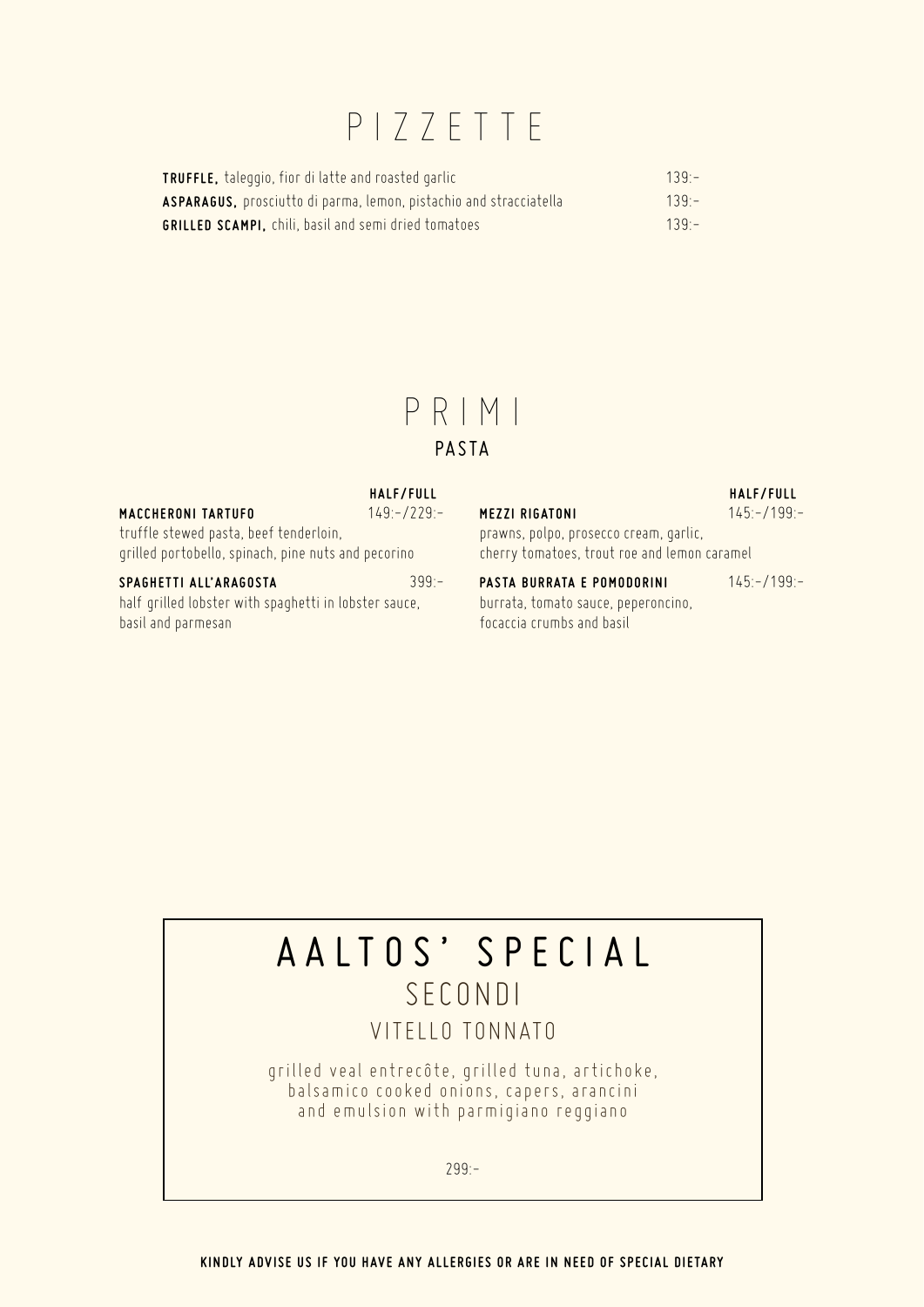# PIZZETTE

**TRUFFLE,** taleggio, fior di latte and roasted garlic 139:-

**ASPARAGUS,** prosciutto di parma, lemon, pistachio and stracciatella 139:-

**GRILLED SCAMPI,** chili, basil and semi dried tomatoes 139:-

# PRIMI

## PASTA

**HALF/FULL**

**MACCHERONI TARTUFO** 149:-/229:-
truffle stewed pasta, beef tenderloin, grilled portobello, spinach, pine nuts and pecorino

**SPAGHETTI ALL'ARAGOSTA** 399:-
half grilled lobster with spaghetti in lobster sauce, basil and parmesan

**HALF/FULL**

**MEZZI RIGATONI** 145:-/199:-
prawns, polpo, prosecco cream, garlic, cherry tomatoes, trout roe and lemon caramel

**PASTA BURRATA E POMODORINI** 145:-/199:-
burrata, tomato sauce, peperoncino, focaccia crumbs and basil

# AALTOS' SPECIAL

## SECONDI

### VITELLO TONNATO

grilled veal entrecôte, grilled tuna, artichoke, balsamico cooked onions, capers, arancini and emulsion with parmigiano reggiano

299:-

**KINDLY ADVISE US IF YOU HAVE ANY ALLERGIES OR ARE IN NEED OF SPECIAL DIETARY**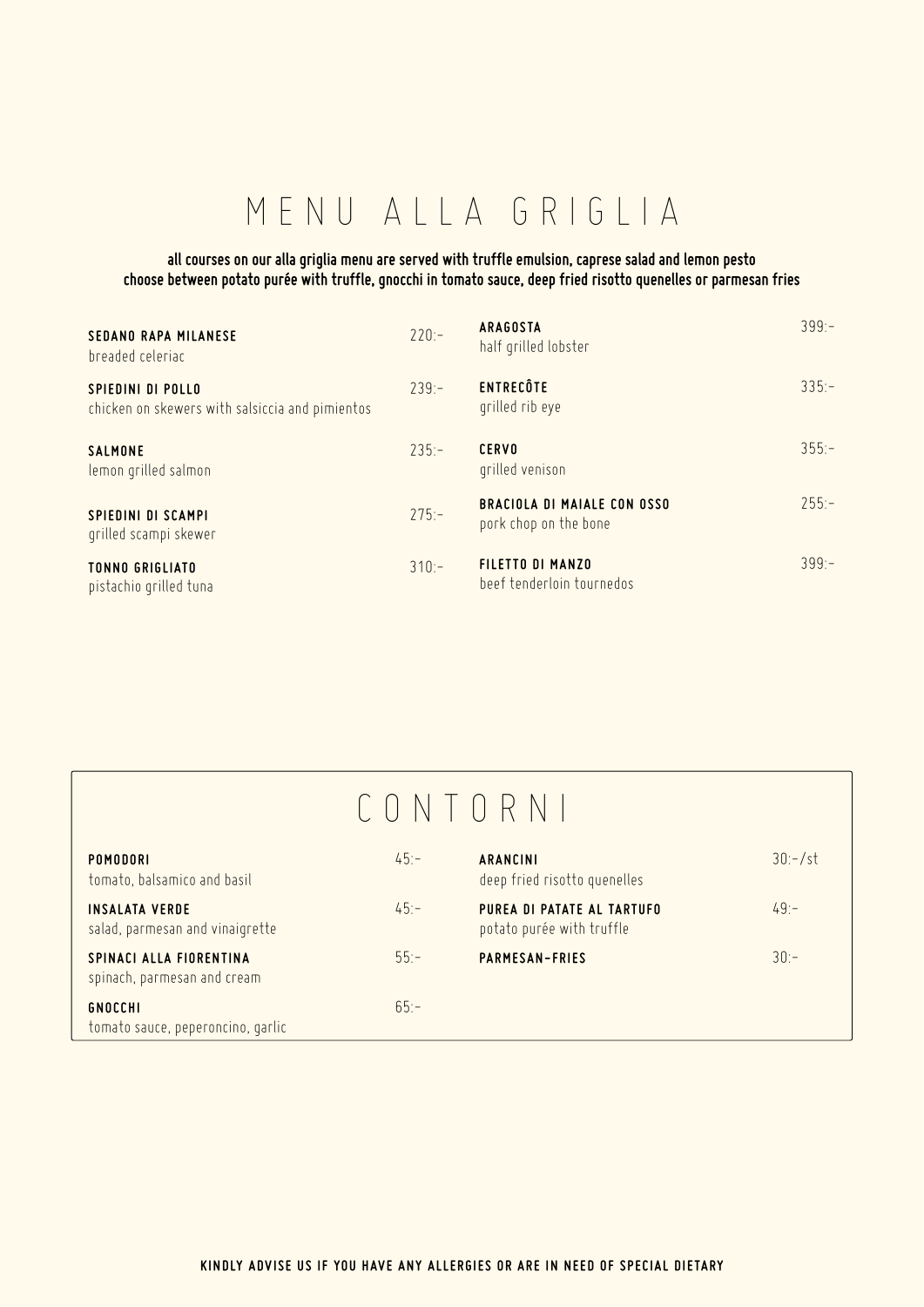# MENU ALLA GRIGLIA

**all courses on our alla griglia menu are served with truffle emulsion, caprese salad and lemon pesto**
**choose between potato purée with truffle, gnocchi in tomato sauce, deep fried risotto quenelles or parmesan fries**

**SEDANO RAPA MILANESE** 220:-
breaded celeriac

**SPIEDINI DI POLLO** 239:-
chicken on skewers with salsiccia and pimientos

**SALMONE** 235:-
lemon grilled salmon

**SPIEDINI DI SCAMPI** 275:-
grilled scampi skewer

**TONNO GRIGLIATO** 310:-
pistachio grilled tuna

**ARAGOSTA** 399:-
half grilled lobster

**ENTRECÔTE** 335:-
grilled rib eye

**CERVO** 355:-
grilled venison

**BRACIOLA DI MAIALE CON OSSO** 255:-
pork chop on the bone

**FILETTO DI MANZO** 399:-
beef tenderloin tournedos

## CONTORNI

**POMODORI** 45:-
tomato, balsamico and basil

**INSALATA VERDE** 45:-
salad, parmesan and vinaigrette

**SPINACI ALLA FIORENTINA** 55:-
spinach, parmesan and cream

**GNOCCHI** 65:-
tomato sauce, peperoncino, garlic

**ARANCINI** 30:-/st
deep fried risotto quenelles

**PUREA DI PATATE AL TARTUFO** 49:-
potato purée with truffle

**PARMESAN-FRIES** 30:-

**KINDLY ADVISE US IF YOU HAVE ANY ALLERGIES OR ARE IN NEED OF SPECIAL DIETARY**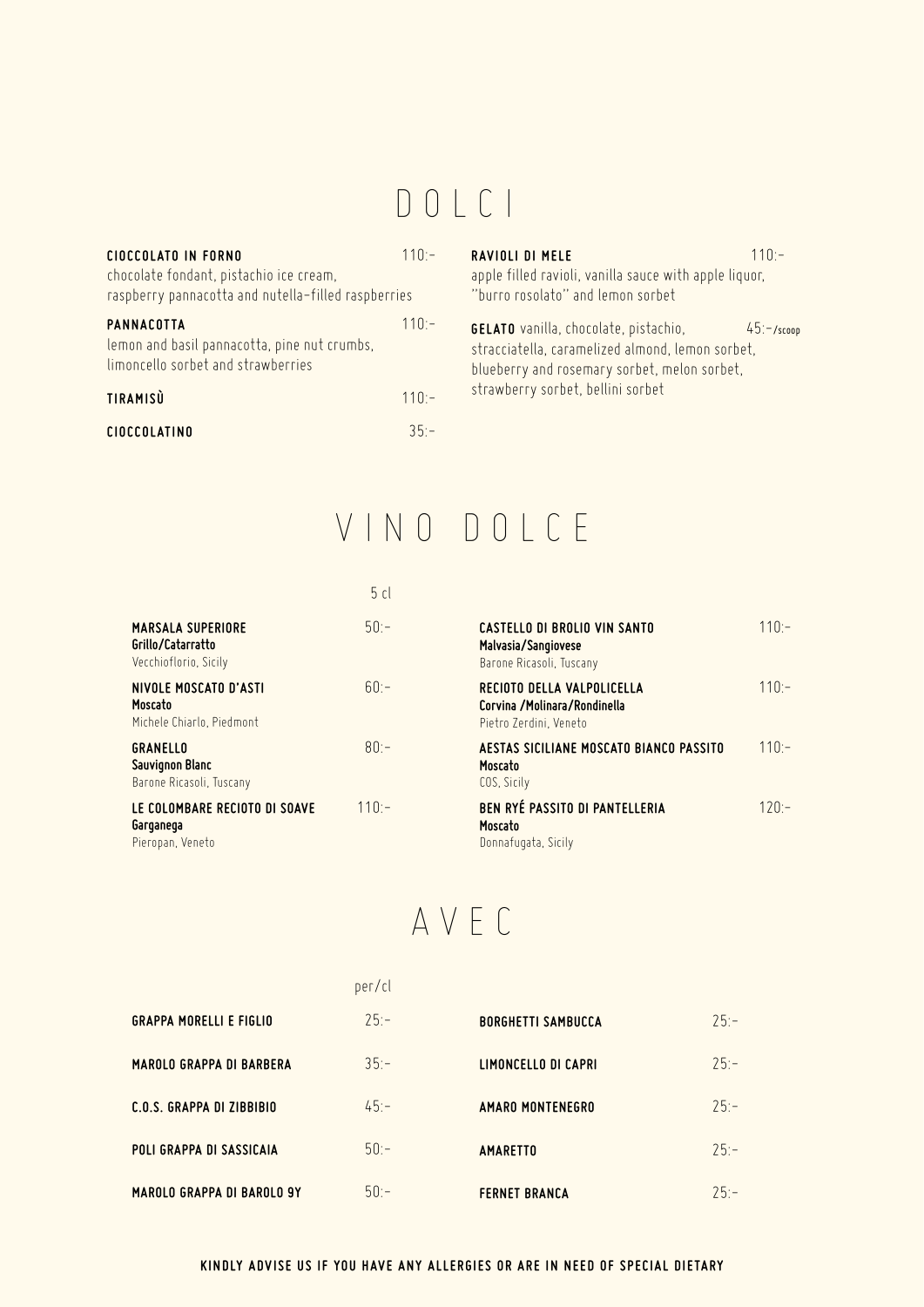# DOLCI

**CIOCCOLATO IN FORNO** 110:-
chocolate fondant, pistachio ice cream, raspberry pannacotta and nutella-filled raspberries

**PANNACOTTA** 110:-
lemon and basil pannacotta, pine nut crumbs, limoncello sorbet and strawberries

**TIRAMISÙ** 110:-

**CIOCCOLATINO** 35:-

**RAVIOLI DI MELE** 110:-
apple filled ravioli, vanilla sauce with apple liquor, "burro rosolato" and lemon sorbet

**GELATO** vanilla, chocolate, pistachio, stracciatella, caramelized almond, lemon sorbet, blueberry and rosemary sorbet, melon sorbet, strawberry sorbet, bellini sorbet 45:-/scoop

# VINO DOLCE

| | 5 cl |
|---|---|
| **MARSALA SUPERIORE**<br>**Grillo/Catarratto**<br>Vecchioflorio, Sicily | 50:- |
| **NIVOLE MOSCATO D'ASTI**<br>**Moscato**<br>Michele Chiarlo, Piedmont | 60:- |
| **GRANELLO**<br>**Sauvignon Blanc**<br>Barone Ricasoli, Tuscany | 80:- |
| **LE COLOMBARE RECIOTO DI SOAVE**<br>**Garganega**<br>Pieropan, Veneto | 110:- |
| **CASTELLO DI BROLIO VIN SANTO**<br>**Malvasia/Sangiovese**<br>Barone Ricasoli, Tuscany | 110:- |
| **RECIOTO DELLA VALPOLICELLA**<br>**Corvina /Molinara/Rondinella**<br>Pietro Zerdini, Veneto | 110:- |
| **AESTAS SICILIANE MOSCATO BIANCO PASSITO**<br>**Moscato**<br>COS, Sicily | 110:- |
| **BEN RYÉ PASSITO DI PANTELLERIA**<br>**Moscato**<br>Donnafugata, Sicily | 120:- |

# AVEC

| | per/cl |
|---|---|
| **GRAPPA MORELLI E FIGLIO** | 25:- |
| **MAROLO GRAPPA DI BARBERA** | 35:- |
| **C.O.S. GRAPPA DI ZIBBIBIO** | 45:- |
| **POLI GRAPPA DI SASSICAIA** | 50:- |
| **MAROLO GRAPPA DI BAROLO 9Y** | 50:- |
| **BORGHETTI SAMBUCCA** | 25:- |
| **LIMONCELLO DI CAPRI** | 25:- |
| **AMARO MONTENEGRO** | 25:- |
| **AMARETTO** | 25:- |
| **FERNET BRANCA** | 25:- |

**KINDLY ADVISE US IF YOU HAVE ANY ALLERGIES OR ARE IN NEED OF SPECIAL DIETARY**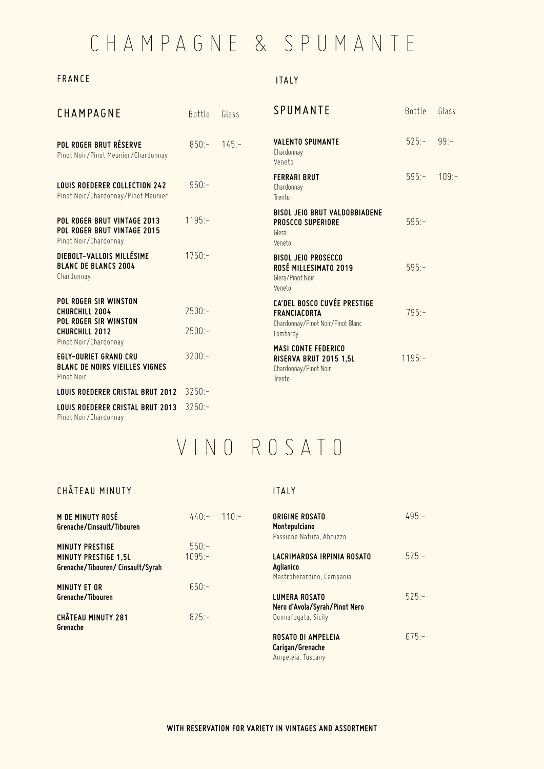# CHAMPAGNE & SPUMANTE

## FRANCE

### CHAMPAGNE

| | Bottle | Glass |
|---|---|---|
| **POL ROGER BRUT RÉSERVE**<br>Pinot Noir/Pinot Meunier/Chardonnay | 850:- | 145:- |
| **LOUIS ROEDERER COLLECTION 242**<br>Pinot Noir/Chardonnay/Pinot Meunier | 950:- | |
| **POL ROGER BRUT VINTAGE 2013**<br>**POL ROGER BRUT VINTAGE 2015**<br>Pinot Noir/Chardonnay | 1195:- | |
| **DIEBOLT-VALLOIS MILLÉSIME BLANC DE BLANCS 2004**<br>Chardonnay | 1750:- | |
| **POL ROGER SIR WINSTON CHURCHILL 2004** | 2500:- | |
| **POL ROGER SIR WINSTON CHURCHILL 2012**<br>Pinot Noir/Chardonnay | 2500:- | |
| **EGLY-OURIET GRAND CRU BLANC DE NOIRS VIEILLES VIGNES**<br>Pinot Noir | 3200:- | |
| **LOUIS ROEDERER CRISTAL BRUT 2012** | 3250:- | |
| **LOUIS ROEDERER CRISTAL BRUT 2013**<br>Pinot Noir/Chardonnay | 3250:- | |

## ITALY

### SPUMANTE

| | Bottle | Glass |
|---|---|---|
| **VALENTO SPUMANTE**<br>Chardonnay<br>Veneto | 525:- | 99:- |
| **FERRARI BRUT**<br>Chardonnay<br>Trento | 595:- | 109:- |
| **BISOL JEIO BRUT VALDOBBIADENE PROSCCO SUPERIORE**<br>Glera<br>Veneto | 595:- | |
| **BISOL JEIO PROSECCO ROSÉ MILLESIMATO 2019**<br>Glera/Pinot Noir<br>Veneto | 595:- | |
| **CA'DEL BOSCO CUVÉE PRESTIGE FRANCIACORTA**<br>Chardonnay/Pinot Noir/Pinot Blanc<br>Lombardy | 795:- | |
| **MASI CONTE FEDERICO RISERVA BRUT 2015 1,5L**<br>Chardonnay/Pinot Noir<br>Trento | 1195:- | |

# VINO ROSATO

## CHÂTEAU MINUTY

| | Bottle | Glass |
|---|---|---|
| **M DE MINUTY ROSÉ**<br>**Grenache/Cinsault/Tibouren** | 440:- | 110:- |
| **MINUTY PRESTIGE** | 550:- | |
| **MINUTY PRESTIGE 1,5L**<br>**Grenache/Tibouren/ Cinsault/Syrah** | 1095:- | |
| **MINUTY ET OR**<br>**Grenache/Tibouren** | 650:- | |
| **CHÂTEAU MINUTY 281**<br>**Grenache** | 825:- | |

## ITALY

| | Bottle |
|---|---|
| **ORIGINE ROSATO**<br>**Montepulciano**<br>Passione Natura, Abruzzo | 495:- |
| **LACRIMAROSA IRPINIA ROSATO**<br>**Aglianico**<br>Mastroberardino, Campania | 525:- |
| **LUMERA ROSATO**<br>**Nero d'Avola/Syrah/Pinot Nero**<br>Donnafugata, Sicily | 525:- |
| **ROSATO DI AMPELEIA**<br>**Carigan/Grenache**<br>Ampeleia, Tuscany | 675:- |

**WITH RESERVATION FOR VARIETY IN VINTAGES AND ASSORTMENT**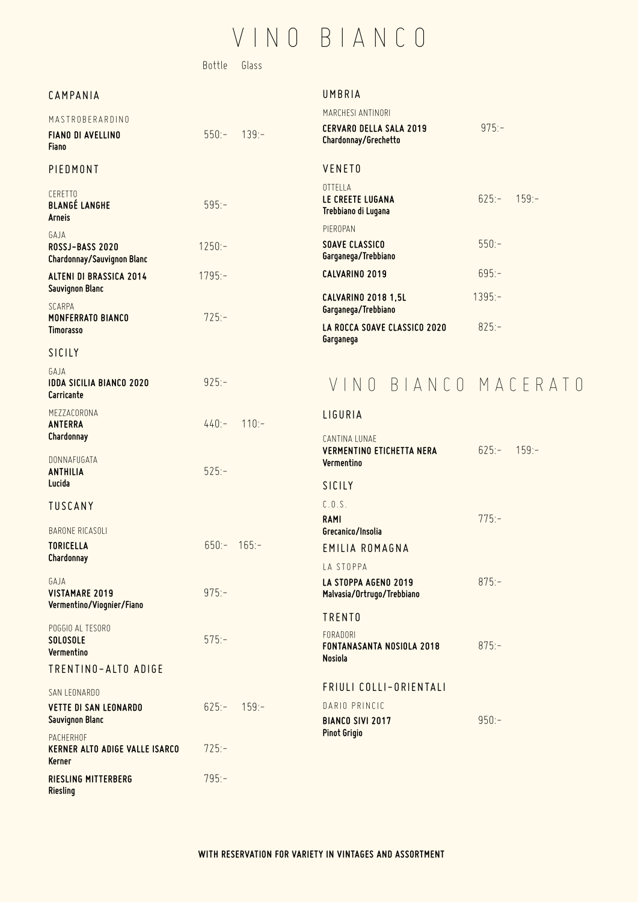# VINO BIANCO

| | Bottle | Glass |
|---|---|---|
| **CAMPANIA** | | |
| MASTROBERARDINO | | |
| **FIANO DI AVELLINO** Fiano | 550:- | 139:- |
| **PIEDMONT** | | |
| CERETTO | | |
| **BLANGÉ LANGHE** Arneis | 595:- | |
| GAJA | | |
| **ROSSJ-BASS 2020** Chardonnay/Sauvignon Blanc | 1250:- | |
| **ALTENI DI BRASSICA 2014** Sauvignon Blanc | 1795:- | |
| SCARPA | | |
| **MONFERRATO BIANCO** Timorasso | 725:- | |
| **SICILY** | | |
| GAJA | | |
| **IDDA SICILIA BIANCO 2020** Carricante | 925:- | |
| MEZZACORONA | | |
| **ANTERRA** Chardonnay | 440:- | 110:- |
| DONNAFUGATA | | |
| **ANTHILIA** Lucida | 525:- | |
| **TUSCANY** | | |
| BARONE RICASOLI | | |
| **TORICELLA** Chardonnay | 650:- | 165:- |
| GAJA | | |
| **VISTAMARE 2019** Vermentino/Viognier/Fiano | 975:- | |
| POGGIO AL TESORO | | |
| **SOLOSOLE** Vermentino | 575:- | |
| **TRENTINO-ALTO ADIGE** | | |
| SAN LEONARDO | | |
| **VETTE DI SAN LEONARDO** Sauvignon Blanc | 625:- | 159:- |
| PACHERHOF | | |
| **KERNER ALTO ADIGE VALLE ISARCO** Kerner | 725:- | |
| **RIESLING MITTERBERG** Riesling | 795:- | |
| **UMBRIA** | | |
| MARCHESI ANTINORI | | |
| **CERVARO DELLA SALA 2019** Chardonnay/Grechetto | 975:- | |
| **VENETO** | | |
| OTTELLA | | |
| **LE CREETE LUGANA** Trebbiano di Lugana | 625:- | 159:- |
| PIEROPAN | | |
| **SOAVE CLASSICO** Garganega/Trebbiano | 550:- | |
| **CALVARINO 2019** | 695:- | |
| **CALVARINO 2018 1,5L** Garganega/Trebbiano | 1395:- | |
| **LA ROCCA SOAVE CLASSICO 2020** Garganega | 825:- | |

# VINO BIANCO MACERATO

| | Bottle | Glass |
|---|---|---|
| **LIGURIA** | | |
| CANTINA LUNAE | | |
| **VERMENTINO ETICHETTA NERA** Vermentino | 625:- | 159:- |
| **SICILY** | | |
| C.O.S. | | |
| **RAMI** Grecanico/Insolia | 775:- | |
| **EMILIA ROMAGNA** | | |
| LA STOPPA | | |
| **LA STOPPA AGENO 2019** Malvasia/Ortrugo/Trebbiano | 875:- | |
| **TRENTO** | | |
| FORADORI | | |
| **FONTANASANTA NOSIOLA 2018** Nosiola | 875:- | |
| **FRIULI COLLI-ORIENTALI** | | |
| DARIO PRINCIC | | |
| **BIANCO SIVI 2017** Pinot Grigio | 950:- | |

**WITH RESERVATION FOR VARIETY IN VINTAGES AND ASSORTMENT**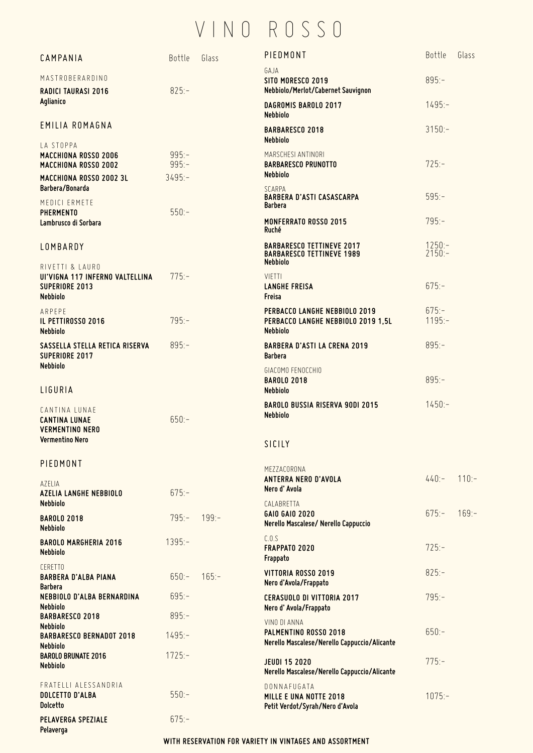# VINO ROSSO

## CAMPANIA

| | Bottle | Glass |
|---|---|---|
| MASTROBERARDINO | | |
| **RADICI TAURASI 2016** | 825:- | |
| **Aglianico** | | |

## EMILIA ROMAGNA

| | Bottle | Glass |
|---|---|---|
| LA STOPPA | | |
| **MACCHIONA ROSSO 2006** | 995:- | |
| **MACCHIONA ROSSO 2002** | 995:- | |
| **MACCHIONA ROSSO 2002 3L** | 3495:- | |
| **Barbera/Bonarda** | | |
| MEDICI ERMETE | | |
| **PHERMENTO** | 550:- | |
| **Lambrusco di Sorbara** | | |

## LOMBARDY

| | Bottle | Glass |
|---|---|---|
| RIVETTI & LAURO | | |
| **UI'VIGNA 117 INFERNO VALTELLINA SUPERIORE 2013** | 775:- | |
| **Nebbiolo** | | |
| ARPEPE | | |
| **IL PETTIROSSO 2016** | 795:- | |
| **Nebbiolo** | | |
| **SASSELLA STELLA RETICA RISERVA SUPERIORE 2017** | 895:- | |
| **Nebbiolo** | | |

## LIGURIA

| | Bottle | Glass |
|---|---|---|
| CANTINA LUNAE | | |
| **CANTINA LUNAE VERMENTINO NERO** | 650:- | |
| **Vermentino Nero** | | |

## PIEDMONT

| | Bottle | Glass |
|---|---|---|
| AZELIA | | |
| **AZELIA LANGHE NEBBIOLO** | 675:- | |
| **Nebbiolo** | | |
| **BAROLO 2018** | 795:- | 199:- |
| **Nebbiolo** | | |
| **BAROLO MARGHERIA 2016** | 1395:- | |
| **Nebbiolo** | | |
| CERETTO | | |
| **BARBERA D'ALBA PIANA** | 650:- | 165:- |
| **Barbera** | | |
| **NEBBIOLO D'ALBA BERNARDINA** | 695:- | |
| **Nebbiolo** | | |
| **BARBARESCO 2018** | 895:- | |
| **Nebbiolo** | | |
| **BARBARESCO BERNADOT 2018** | 1495:- | |
| **Nebbiolo** | | |
| **BAROLO BRUNATE 2016** | 1725:- | |
| **Nebbiolo** | | |
| FRATELLI ALESSANDRIA | | |
| **DOLCETTO D'ALBA** | 550:- | |
| **Dolcetto** | | |
| **PELAVERGA SPEZIALE** | 675:- | |
| **Pelaverga** | | |

## PIEDMONT

| | Bottle | Glass |
|---|---|---|
| GAJA | | |
| **SITO MORESCO 2019** | 895:- | |
| **Nebbiolo/Merlot/Cabernet Sauvignon** | | |
| **DAGROMIS BAROLO 2017** | 1495:- | |
| **Nebbiolo** | | |
| **BARBARESCO 2018** | 3150:- | |
| **Nebbiolo** | | |
| MARSCHESI ANTINORI | | |
| **BARBARESCO PRUNOTTO** | 725:- | |
| **Nebbiolo** | | |
| SCARPA | | |
| **BARBERA D'ASTI CASASCARPA** | 595:- | |
| **Barbera** | | |
| **MONFERRATO ROSSO 2015** | 795:- | |
| **Ruché** | | |
| **BARBARESCO TETTINEVE 2017** | 1250:- | |
| **BARBARESCO TETTINEVE 1989** | 2150:- | |
| **Nebbiolo** | | |
| VIETTI | | |
| **LANGHE FREISA** | 675:- | |
| **Freisa** | | |
| **PERBACCO LANGHE NEBBIOLO 2019** | 675:- | |
| **PERBACCO LANGHE NEBBIOLO 2019 1,5L** | 1195:- | |
| **Nebbiolo** | | |
| **BARBERA D'ASTI LA CRENA 2019** | 895:- | |
| **Barbera** | | |
| GIACOMO FENOCCHIO | | |
| **BAROLO 2018** | 895:- | |
| **Nebbiolo** | | |
| **BAROLO BUSSIA RISERVA 90DI 2015** | 1450:- | |
| **Nebbiolo** | | |

## SICILY

| | Bottle | Glass |
|---|---|---|
| MEZZACORONA | | |
| **ANTERRA NERO D'AVOLA** | 440:- | 110:- |
| **Nero d' Avola** | | |
| CALABRETTA | | |
| **GAIO GAIO 2020** | 675:- | 169:- |
| **Nerello Mascalese/ Nerello Cappuccio** | | |
| C.O.S | | |
| **FRAPPATO 2020** | 725:- | |
| **Frappato** | | |
| **VITTORIA ROSSO 2019** | 825:- | |
| **Nero d'Avola/Frappato** | | |
| **CERASUOLO DI VITTORIA 2017** | 795:- | |
| **Nero d' Avola/Frappato** | | |
| VINO DI ANNA | | |
| **PALMENTINO ROSSO 2018** | 650:- | |
| **Nerello Mascalese/Nerello Cappuccio/Alicante** | | |
| **JEUDI 15 2020** | 775:- | |
| **Nerello Mascalese/Nerello Cappuccio/Alicante** | | |
| DONNAFUGATA | | |
| **MILLE E UNA NOTTE 2018** | 1075:- | |
| **Petit Verdot/Syrah/Nero d'Avola** | | |

**WITH RESERVATION FOR VARIETY IN VINTAGES AND ASSORTMENT**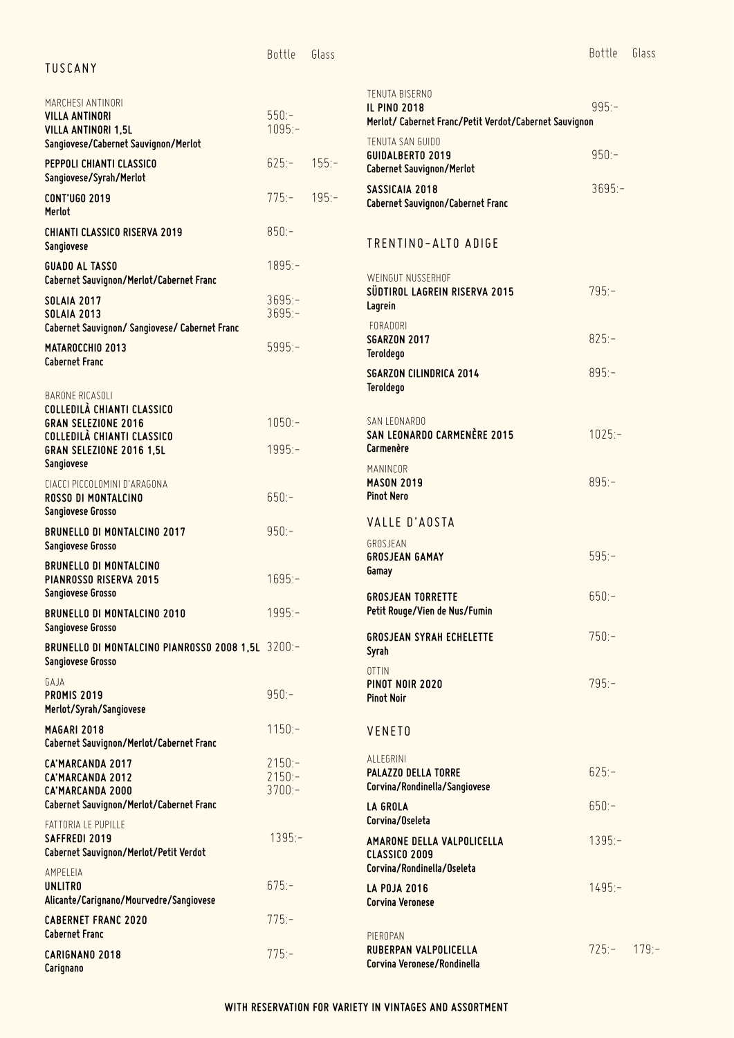## TUSCANY

| | Bottle | Glass |
|---|---|---|
| MARCHESI ANTINORI | | |
| **VILLA ANTINORI** | 550:- | |
| **VILLA ANTINORI 1,5L** | 1095:- | |
| **Sangiovese/Cabernet Sauvignon/Merlot** | | |
| **PEPPOLI CHIANTI CLASSICO** | 625:- | 155:- |
| **Sangiovese/Syrah/Merlot** | | |
| **CONT'UGO 2019** | 775:- | 195:- |
| **Merlot** | | |
| **CHIANTI CLASSICO RISERVA 2019** | 850:- | |
| **Sangiovese** | | |
| **GUADO AL TASSO** | 1895:- | |
| **Cabernet Sauvignon/Merlot/Cabernet Franc** | | |
| **SOLAIA 2017** | 3695:- | |
| **SOLAIA 2013** | 3695:- | |
| **Cabernet Sauvignon/ Sangiovese/ Cabernet Franc** | | |
| **MATAROCCHIO 2013** | 5995:- | |
| **Cabernet Franc** | | |
| BARONE RICASOLI | | |
| **COLLEDILÀ CHIANTI CLASSICO GRAN SELEZIONE 2016** | 1050:- | |
| **COLLEDILÀ CHIANTI CLASSICO GRAN SELEZIONE 2016 1,5L** | 1995:- | |
| **Sangiovese** | | |
| CIACCI PICCOLOMINI D'ARAGONA | | |
| **ROSSO DI MONTALCINO** | 650:- | |
| **Sangiovese Grosso** | | |
| **BRUNELLO DI MONTALCINO 2017** | 950:- | |
| **Sangiovese Grosso** | | |
| **BRUNELLO DI MONTALCINO PIANROSSO RISERVA 2015** | 1695:- | |
| **Sangiovese Grosso** | | |
| **BRUNELLO DI MONTALCINO 2010** | 1995:- | |
| **Sangiovese Grosso** | | |
| **BRUNELLO DI MONTALCINO PIANROSSO 2008 1,5L** | 3200:- | |
| **Sangiovese Grosso** | | |
| GAJA | | |
| **PROMIS 2019** | 950:- | |
| **Merlot/Syrah/Sangiovese** | | |
| **MAGARI 2018** | 1150:- | |
| **Cabernet Sauvignon/Merlot/Cabernet Franc** | | |
| **CA'MARCANDA 2017** | 2150:- | |
| **CA'MARCANDA 2012** | 2150:- | |
| **CA'MARCANDA 2000** | 3700:- | |
| **Cabernet Sauvignon/Merlot/Cabernet Franc** | | |
| FATTORIA LE PUPILLE | | |
| **SAFFREDI 2019** | 1395:- | |
| **Cabernet Sauvignon/Merlot/Petit Verdot** | | |
| AMPELEIA | | |
| **UNLITRO** | 675:- | |
| **Alicante/Carignano/Mourvedre/Sangiovese** | | |
| **CABERNET FRANC 2020** | 775:- | |
| **Cabernet Franc** | | |
| **CARIGNANO 2018** | 775:- | |
| **Carignano** | | |
| TENUTA BISERNO | | |
| **IL PINO 2018** | 995:- | |
| **Merlot/ Cabernet Franc/Petit Verdot/Cabernet Sauvignon** | | |
| TENUTA SAN GUIDO | | |
| **GUIDALBERTO 2019** | 950:- | |
| **Cabernet Sauvignon/Merlot** | | |
| **SASSICAIA 2018** | 3695:- | |
| **Cabernet Sauvignon/Cabernet Franc** | | |

## TRENTINO-ALTO ADIGE

| | Bottle | Glass |
|---|---|---|
| WEINGUT NUSSERHOF | | |
| **SÜDTIROL LAGREIN RISERVA 2015** | 795:- | |
| **Lagrein** | | |
| FORADORI | | |
| **SGARZON 2017** | 825:- | |
| **Teroldego** | | |
| **SGARZON CILINDRICA 2014** | 895:- | |
| **Teroldego** | | |
| SAN LEONARDO | | |
| **SAN LEONARDO CARMENÈRE 2015** | 1025:- | |
| **Carmenère** | | |
| MANINCOR | | |
| **MASON 2019** | 895:- | |
| **Pinot Nero** | | |

## VALLE D'AOSTA

| | Bottle | Glass |
|---|---|---|
| GROSJEAN | | |
| **GROSJEAN GAMAY** | 595:- | |
| **Gamay** | | |
| **GROSJEAN TORRETTE** | 650:- | |
| **Petit Rouge/Vien de Nus/Fumin** | | |
| **GROSJEAN SYRAH ECHELETTE** | 750:- | |
| **Syrah** | | |
| OTTIN | | |
| **PINOT NOIR 2020** | 795:- | |
| **Pinot Noir** | | |

## VENETO

| | Bottle | Glass |
|---|---|---|
| ALLEGRINI | | |
| **PALAZZO DELLA TORRE** | 625:- | |
| **Corvina/Rondinella/Sangiovese** | | |
| **LA GROLA** | 650:- | |
| **Corvina/Oseleta** | | |
| **AMARONE DELLA VALPOLICELLA CLASSICO 2009** | 1395:- | |
| **Corvina/Rondinella/Oseleta** | | |
| **LA POJA 2016** | 1495:- | |
| **Corvina Veronese** | | |
| PIEROPAN | | |
| **RUBERPAN VALPOLICELLA** | 725:- | 179:- |
| **Corvina Veronese/Rondinella** | | |

**WITH RESERVATION FOR VARIETY IN VINTAGES AND ASSORTMENT**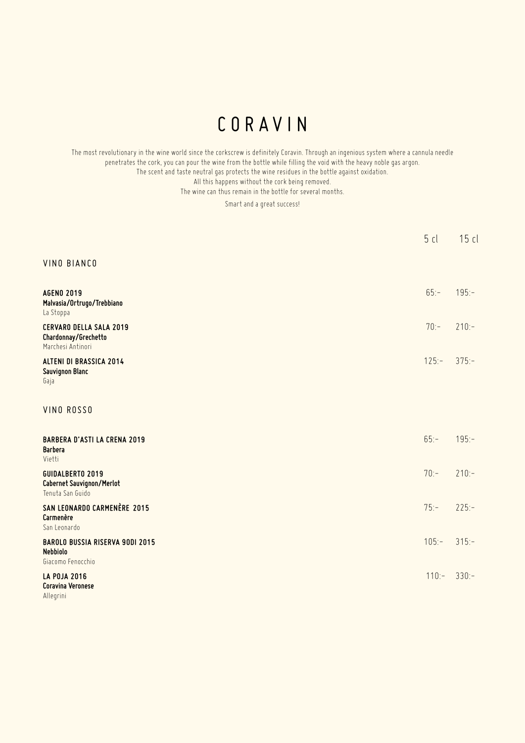# CORAVIN

The most revolutionary in the wine world since the corkscrew is definitely Coravin. Through an ingenious system where a cannula needle penetrates the cork, you can pour the wine from the bottle while filling the void with the heavy noble gas argon.
The scent and taste neutral gas protects the wine residues in the bottle against oxidation.
All this happens without the cork being removed.
The wine can thus remain in the bottle for several months.

Smart and a great success!

| | 5 cl | 15 cl |
|---|---|---|
| **VINO BIANCO** | | |
| **AGENO 2019**<br>**Malvasia/Ortrugo/Trebbiano**<br>La Stoppa | 65:- | 195:- |
| **CERVARO DELLA SALA 2019**<br>**Chardonnay/Grechetto**<br>Marchesi Antinori | 70:- | 210:- |
| **ALTENI DI BRASSICA 2014**<br>**Sauvignon Blanc**<br>Gaja | 125:- | 375:- |
| **VINO ROSSO** | | |
| **BARBERA D'ASTI LA CRENA 2019**<br>**Barbera**<br>Vietti | 65:- | 195:- |
| **GUIDALBERTO 2019**<br>**Cabernet Sauvignon/Merlot**<br>Tenuta San Guido | 70:- | 210:- |
| **SAN LEONARDO CARMENÈRE 2015**<br>**Carmenère**<br>San Leonardo | 75:- | 225:- |
| **BAROLO BUSSIA RISERVA 90DI 2015**<br>**Nebbiolo**<br>Giacomo Fenocchio | 105:- | 315:- |
| **LA POJA 2016**<br>**Coravina Veronese**<br>Allegrini | 110:- | 330:- |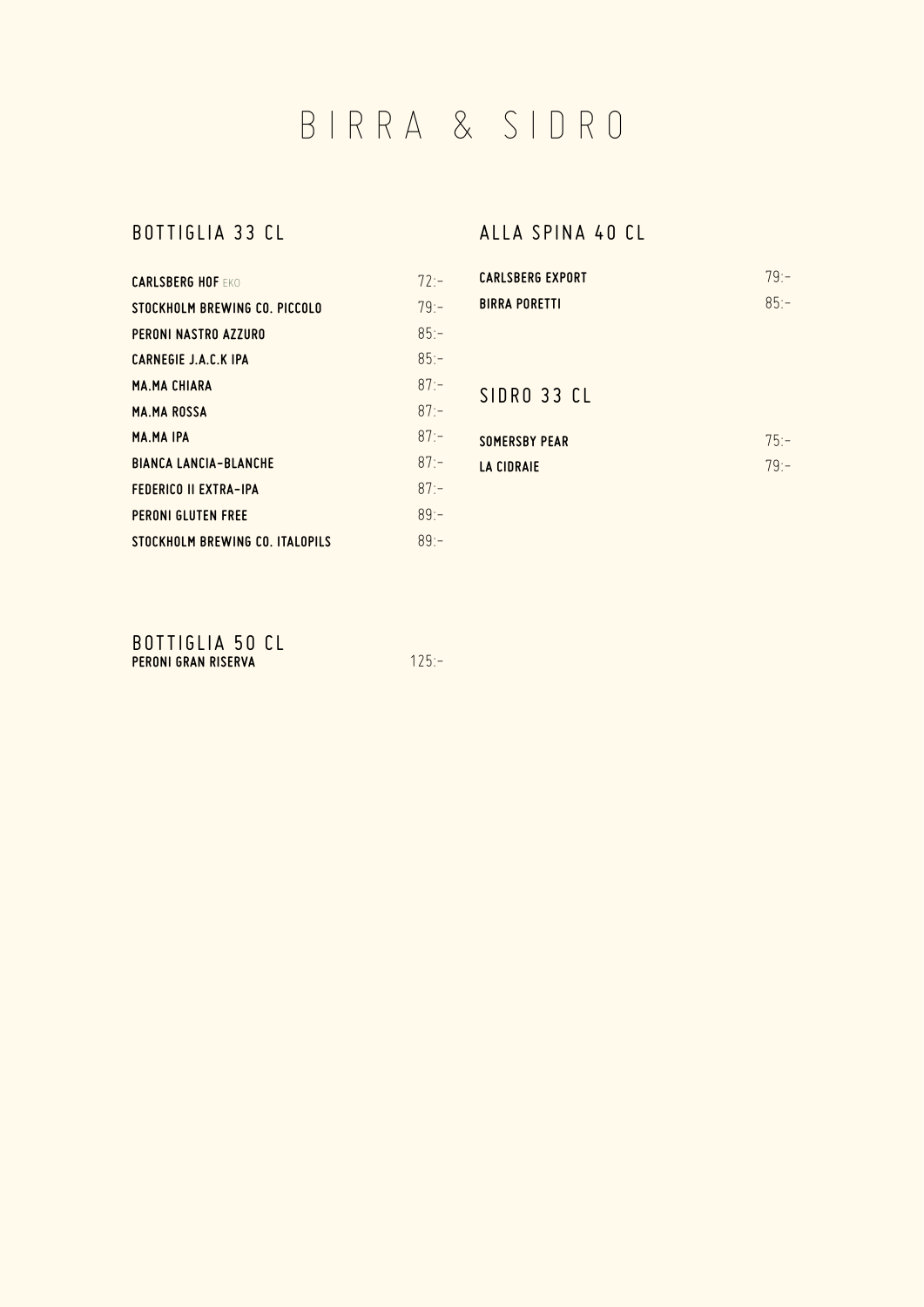# BIRRA & SIDRO

## BOTTIGLIA 33 CL

| | |
|---|---|
| **CARLSBERG HOF** EKO | 72:- |
| **STOCKHOLM BREWING CO. PICCOLO** | 79:- |
| **PERONI NASTRO AZZURO** | 85:- |
| **CARNEGIE J.A.C.K IPA** | 85:- |
| **MA.MA CHIARA** | 87:- |
| **MA.MA ROSSA** | 87:- |
| **MA.MA IPA** | 87:- |
| **BIANCA LANCIA-BLANCHE** | 87:- |
| **FEDERICO II EXTRA-IPA** | 87:- |
| **PERONI GLUTEN FREE** | 89:- |
| **STOCKHOLM BREWING CO. ITALOPILS** | 89:- |

## ALLA SPINA 40 CL

| | |
|---|---|
| **CARLSBERG EXPORT** | 79:- |
| **BIRRA PORETTI** | 85:- |

## SIDRO 33 CL

| | |
|---|---|
| **SOMERSBY PEAR** | 75:- |
| **LA CIDRAIE** | 79:- |

## BOTTIGLIA 50 CL

| | |
|---|---|
| **PERONI GRAN RISERVA** | 125:- |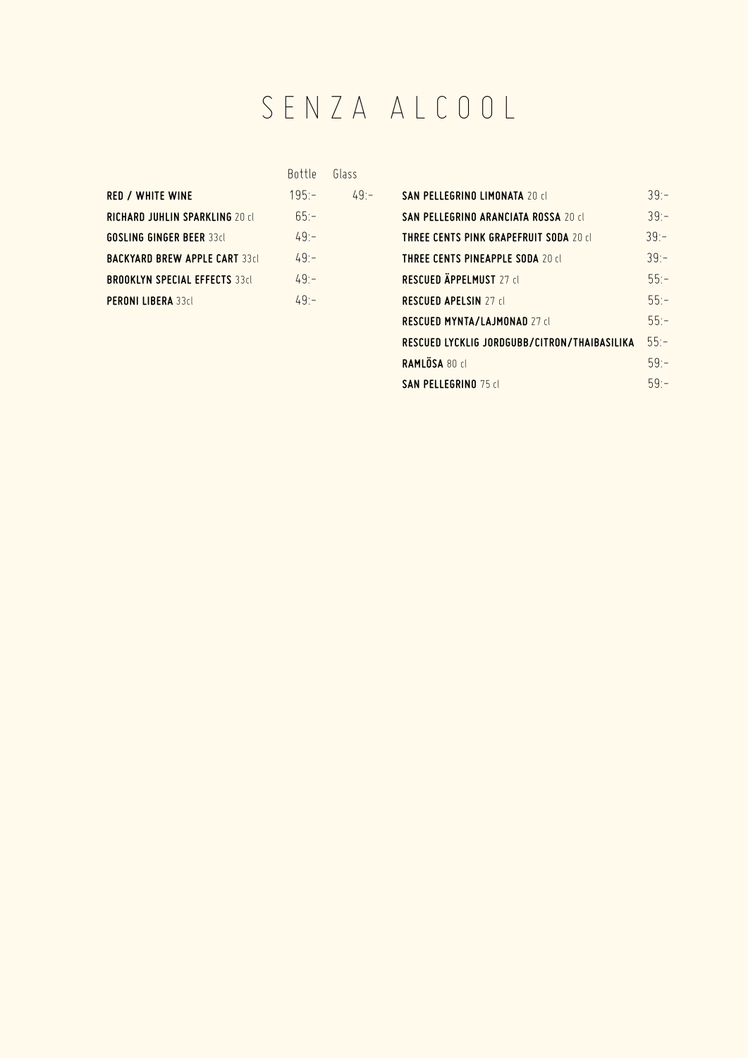# SENZA ALCOOL

| | Bottle | Glass |
|---|---|---|
| **RED / WHITE WINE** | 195:- | 49:- |
| **RICHARD JUHLIN SPARKLING** 20 cl | 65:- | |
| **GOSLING GINGER BEER** 33cl | 49:- | |
| **BACKYARD BREW APPLE CART** 33cl | 49:- | |
| **BROOKLYN SPECIAL EFFECTS** 33cl | 49:- | |
| **PERONI LIBERA** 33cl | 49:- | |

| | |
|---|---|
| **SAN PELLEGRINO LIMONATA** 20 cl | 39:- |
| **SAN PELLEGRINO ARANCIATA ROSSA** 20 cl | 39:- |
| **THREE CENTS PINK GRAPEFRUIT SODA** 20 cl | 39:- |
| **THREE CENTS PINEAPPLE SODA** 20 cl | 39:- |
| **RESCUED ÄPPELMUST** 27 cl | 55:- |
| **RESCUED APELSIN** 27 cl | 55:- |
| **RESCUED MYNTA/LAJMONAD** 27 cl | 55:- |
| **RESCUED LYCKLIG JORDGUBB/CITRON/THAIBASILIKA** | 55:- |
| **RAMLÖSA** 80 cl | 59:- |
| **SAN PELLEGRINO** 75 cl | 59:- |